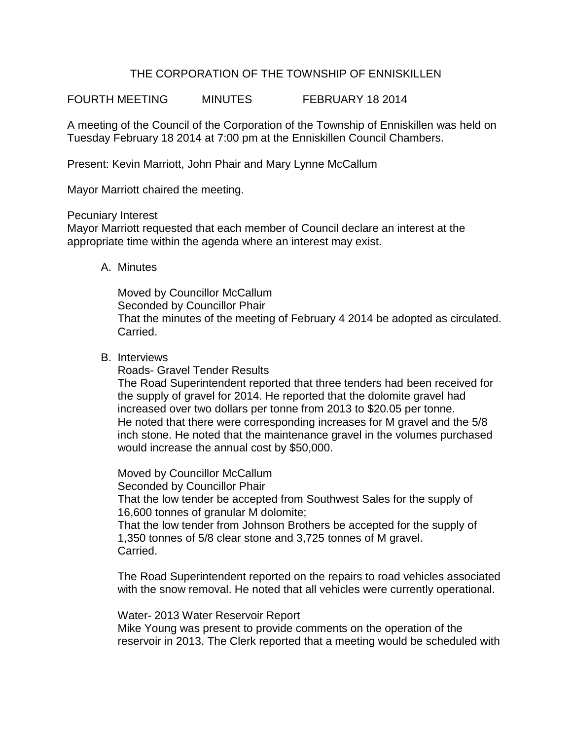# THE CORPORATION OF THE TOWNSHIP OF ENNISKILLEN

FOURTH MEETING MINUTES FEBRUARY 18 2014

A meeting of the Council of the Corporation of the Township of Enniskillen was held on Tuesday February 18 2014 at 7:00 pm at the Enniskillen Council Chambers.

Present: Kevin Marriott, John Phair and Mary Lynne McCallum

Mayor Marriott chaired the meeting.

Pecuniary Interest
Mayor Marriott requested that each member of Council declare an interest at the appropriate time within the agenda where an interest may exist.

A. Minutes

Moved by Councillor McCallum
Seconded by Councillor Phair
That the minutes of the meeting of February 4 2014 be adopted as circulated.
Carried.

B. Interviews

Roads- Gravel Tender Results
The Road Superintendent reported that three tenders had been received for the supply of gravel for 2014. He reported that the dolomite gravel had increased over two dollars per tonne from 2013 to $20.05 per tonne.
He noted that there were corresponding increases for M gravel and the 5/8 inch stone. He noted that the maintenance gravel in the volumes purchased would increase the annual cost by $50,000.

Moved by Councillor McCallum
Seconded by Councillor Phair
That the low tender be accepted from Southwest Sales for the supply of 16,600 tonnes of granular M dolomite;
That the low tender from Johnson Brothers be accepted for the supply of 1,350 tonnes of 5/8 clear stone and 3,725 tonnes of M gravel.
Carried.

The Road Superintendent reported on the repairs to road vehicles associated with the snow removal. He noted that all vehicles were currently operational.

Water- 2013 Water Reservoir Report
Mike Young was present to provide comments on the operation of the reservoir in 2013. The Clerk reported that a meeting would be scheduled with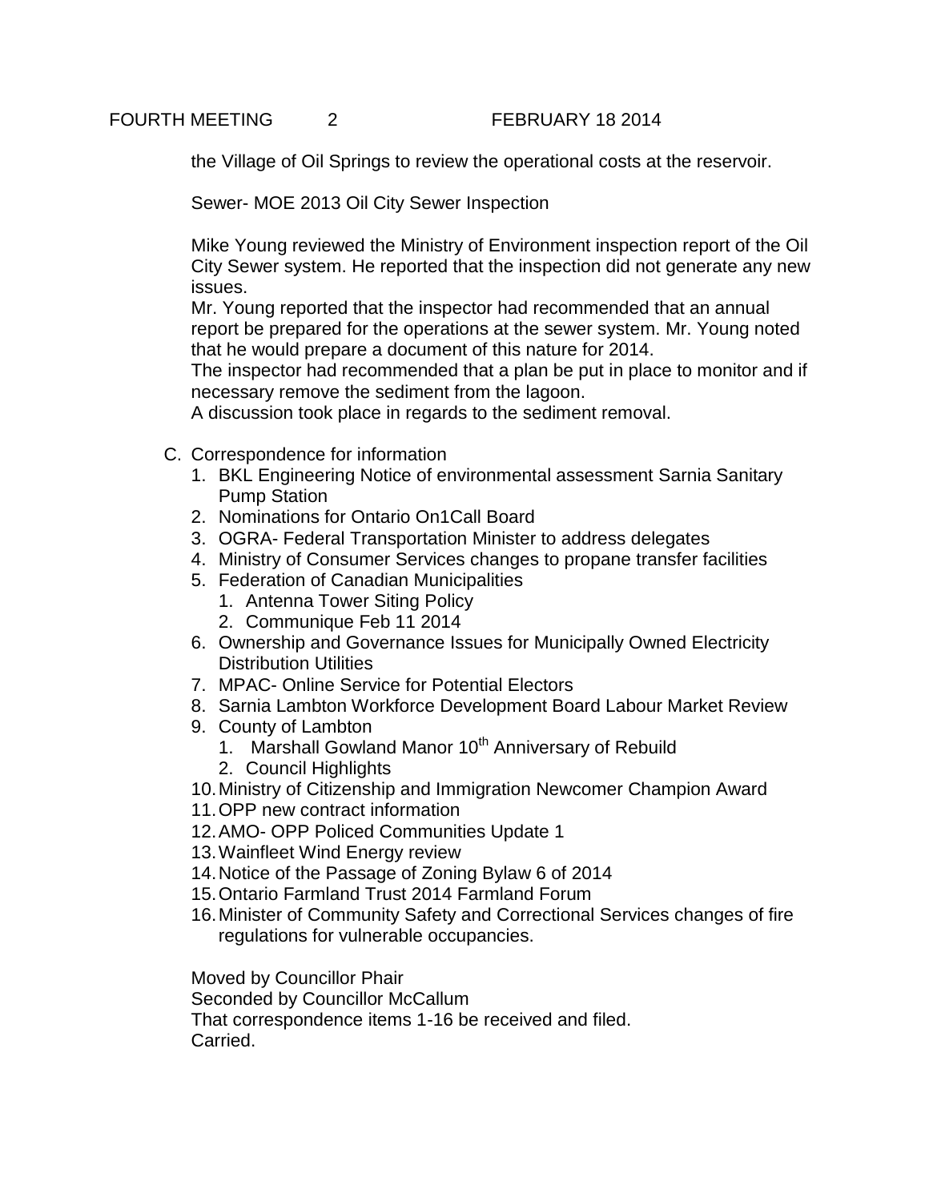the Village of Oil Springs to review the operational costs at the reservoir.

Sewer- MOE 2013 Oil City Sewer Inspection

Mike Young reviewed the Ministry of Environment inspection report of the Oil City Sewer system. He reported that the inspection did not generate any new issues.
Mr. Young reported that the inspector had recommended that an annual report be prepared for the operations at the sewer system. Mr. Young noted that he would prepare a document of this nature for 2014.
The inspector had recommended that a plan be put in place to monitor and if necessary remove the sediment from the lagoon.
A discussion took place in regards to the sediment removal.

C. Correspondence for information
   1. BKL Engineering Notice of environmental assessment Sarnia Sanitary Pump Station
   2. Nominations for Ontario On1Call Board
   3. OGRA- Federal Transportation Minister to address delegates
   4. Ministry of Consumer Services changes to propane transfer facilities
   5. Federation of Canadian Municipalities
      1. Antenna Tower Siting Policy
      2. Communique Feb 11 2014
   6. Ownership and Governance Issues for Municipally Owned Electricity Distribution Utilities
   7. MPAC- Online Service for Potential Electors
   8. Sarnia Lambton Workforce Development Board Labour Market Review
   9. County of Lambton
      1. Marshall Gowland Manor 10th Anniversary of Rebuild
      2. Council Highlights
   10. Ministry of Citizenship and Immigration Newcomer Champion Award
   11. OPP new contract information
   12. AMO- OPP Policed Communities Update 1
   13. Wainfleet Wind Energy review
   14. Notice of the Passage of Zoning Bylaw 6 of 2014
   15. Ontario Farmland Trust 2014 Farmland Forum
   16. Minister of Community Safety and Correctional Services changes of fire regulations for vulnerable occupancies.

Moved by Councillor Phair
Seconded by Councillor McCallum
That correspondence items 1-16 be received and filed.
Carried.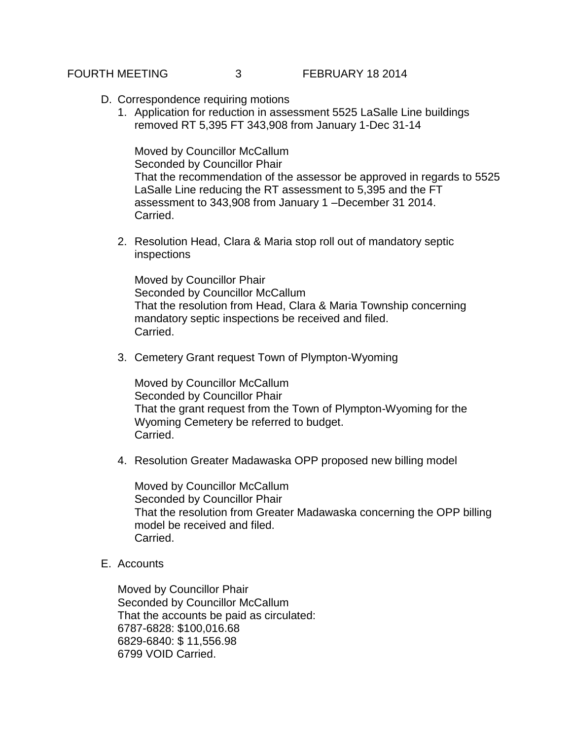D. Correspondence requiring motions

1. Application for reduction in assessment 5525 LaSalle Line buildings removed RT 5,395 FT 343,908 from January 1-Dec 31-14

   Moved by Councillor McCallum
   Seconded by Councillor Phair
   That the recommendation of the assessor be approved in regards to 5525 LaSalle Line reducing the RT assessment to 5,395 and the FT assessment to 343,908 from January 1 –December 31 2014.
   Carried.

2. Resolution Head, Clara & Maria stop roll out of mandatory septic inspections

   Moved by Councillor Phair
   Seconded by Councillor McCallum
   That the resolution from Head, Clara & Maria Township concerning mandatory septic inspections be received and filed.
   Carried.

3. Cemetery Grant request Town of Plympton-Wyoming

   Moved by Councillor McCallum
   Seconded by Councillor Phair
   That the grant request from the Town of Plympton-Wyoming for the Wyoming Cemetery be referred to budget.
   Carried.

4. Resolution Greater Madawaska OPP proposed new billing model

   Moved by Councillor McCallum
   Seconded by Councillor Phair
   That the resolution from Greater Madawaska concerning the OPP billing model be received and filed.
   Carried.

E. Accounts

Moved by Councillor Phair
Seconded by Councillor McCallum
That the accounts be paid as circulated:
6787-6828: $100,016.68
6829-6840: $ 11,556.98
6799 VOID Carried.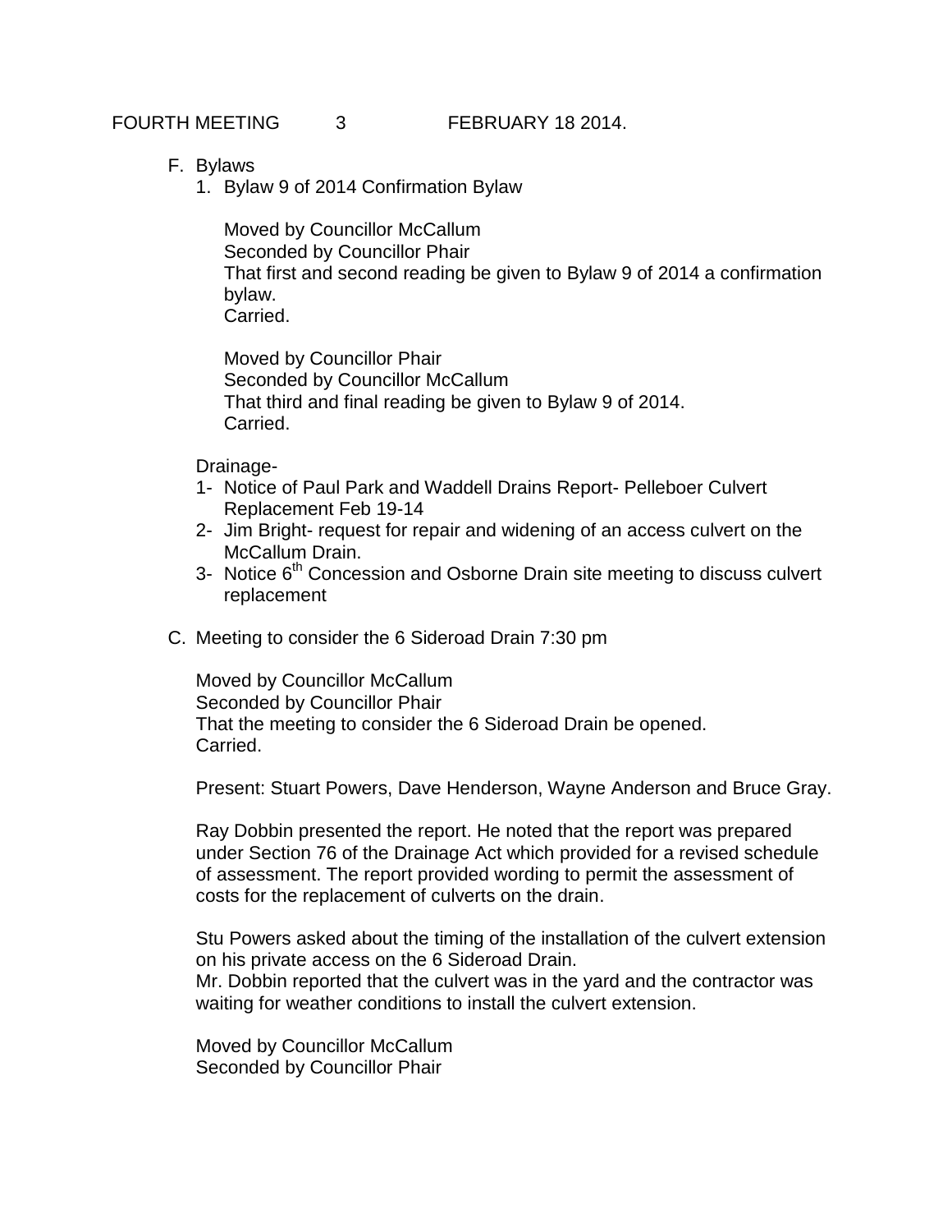F. Bylaws
   1. Bylaw 9 of 2014 Confirmation Bylaw

      Moved by Councillor McCallum
      Seconded by Councillor Phair
      That first and second reading be given to Bylaw 9 of 2014 a confirmation bylaw.
      Carried.

      Moved by Councillor Phair
      Seconded by Councillor McCallum
      That third and final reading be given to Bylaw 9 of 2014.
      Carried.

   Drainage-
   1- Notice of Paul Park and Waddell Drains Report- Pelleboer Culvert Replacement Feb 19-14
   2- Jim Bright- request for repair and widening of an access culvert on the McCallum Drain.
   3- Notice 6th Concession and Osborne Drain site meeting to discuss culvert replacement

C. Meeting to consider the 6 Sideroad Drain 7:30 pm

   Moved by Councillor McCallum
   Seconded by Councillor Phair
   That the meeting to consider the 6 Sideroad Drain be opened.
   Carried.

   Present: Stuart Powers, Dave Henderson, Wayne Anderson and Bruce Gray.

   Ray Dobbin presented the report. He noted that the report was prepared under Section 76 of the Drainage Act which provided for a revised schedule of assessment. The report provided wording to permit the assessment of costs for the replacement of culverts on the drain.

   Stu Powers asked about the timing of the installation of the culvert extension on his private access on the 6 Sideroad Drain.
   Mr. Dobbin reported that the culvert was in the yard and the contractor was waiting for weather conditions to install the culvert extension.

   Moved by Councillor McCallum
   Seconded by Councillor Phair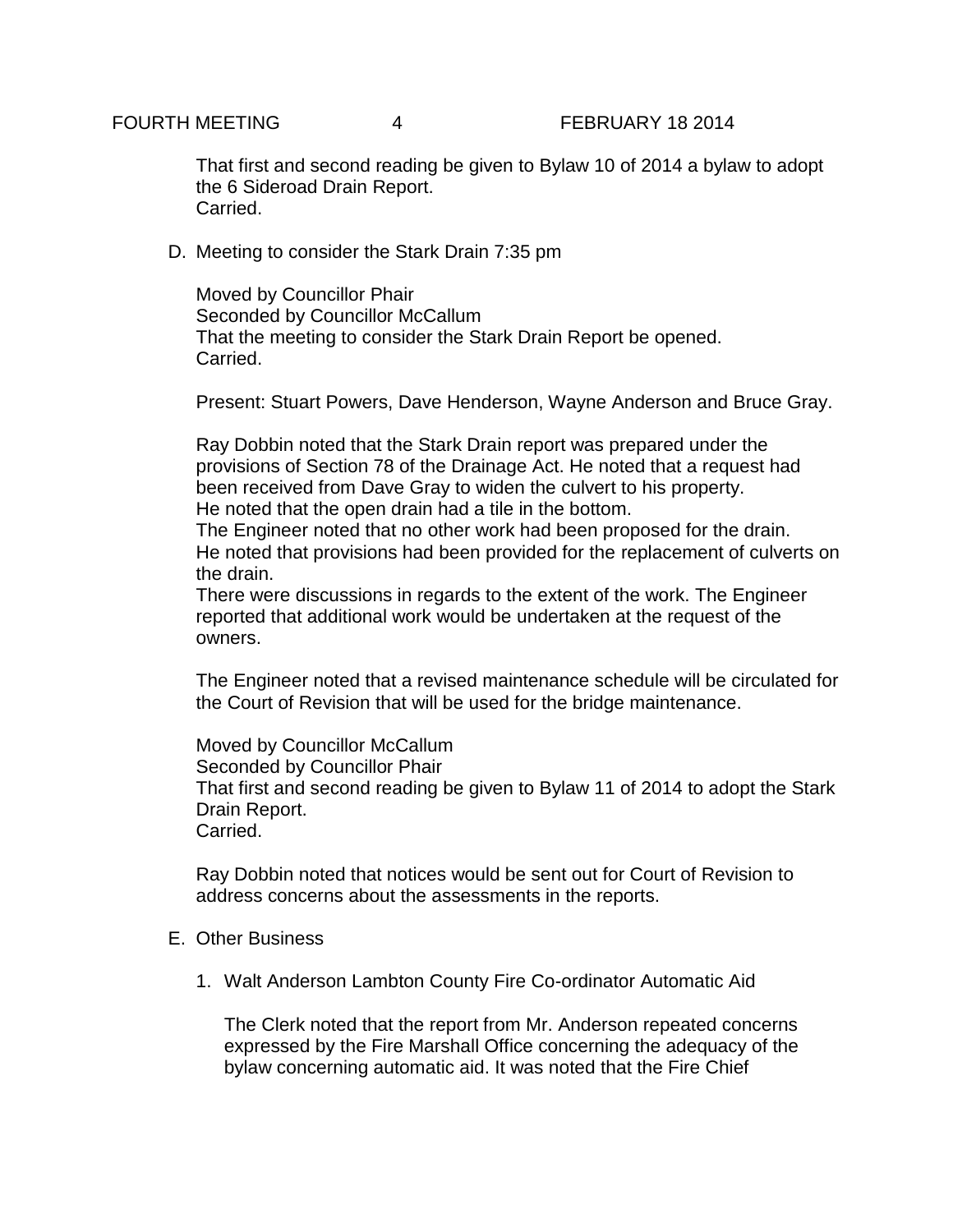That first and second reading be given to Bylaw 10 of 2014 a bylaw to adopt the 6 Sideroad Drain Report.
Carried.

D. Meeting to consider the Stark Drain 7:35 pm

Moved by Councillor Phair
Seconded by Councillor McCallum
That the meeting to consider the Stark Drain Report be opened.
Carried.

Present: Stuart Powers, Dave Henderson, Wayne Anderson and Bruce Gray.

Ray Dobbin noted that the Stark Drain report was prepared under the provisions of Section 78 of the Drainage Act. He noted that a request had been received from Dave Gray to widen the culvert to his property.
He noted that the open drain had a tile in the bottom.
The Engineer noted that no other work had been proposed for the drain.
He noted that provisions had been provided for the replacement of culverts on the drain.
There were discussions in regards to the extent of the work. The Engineer reported that additional work would be undertaken at the request of the owners.

The Engineer noted that a revised maintenance schedule will be circulated for the Court of Revision that will be used for the bridge maintenance.

Moved by Councillor McCallum
Seconded by Councillor Phair
That first and second reading be given to Bylaw 11 of 2014 to adopt the Stark Drain Report.
Carried.

Ray Dobbin noted that notices would be sent out for Court of Revision to address concerns about the assessments in the reports.

E. Other Business

1. Walt Anderson Lambton County Fire Co-ordinator Automatic Aid

The Clerk noted that the report from Mr. Anderson repeated concerns expressed by the Fire Marshall Office concerning the adequacy of the bylaw concerning automatic aid. It was noted that the Fire Chief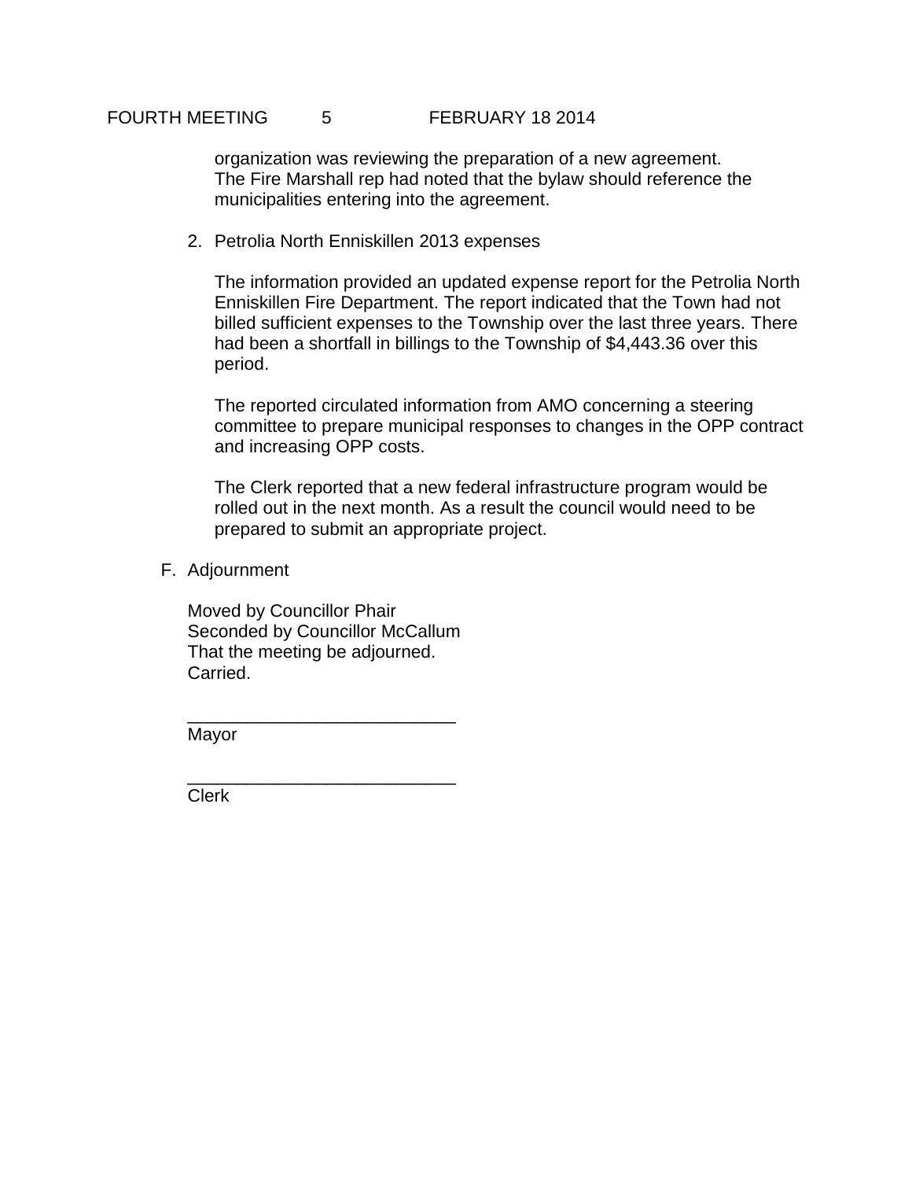organization was reviewing the preparation of a new agreement. The Fire Marshall rep had noted that the bylaw should reference the municipalities entering into the agreement.

2. Petrolia North Enniskillen 2013 expenses

   The information provided an updated expense report for the Petrolia North Enniskillen Fire Department. The report indicated that the Town had not billed sufficient expenses to the Township over the last three years. There had been a shortfall in billings to the Township of $4,443.36 over this period.

   The reported circulated information from AMO concerning a steering committee to prepare municipal responses to changes in the OPP contract and increasing OPP costs.

   The Clerk reported that a new federal infrastructure program would be rolled out in the next month. As a result the council would need to be prepared to submit an appropriate project.

F. Adjournment

Moved by Councillor Phair
Seconded by Councillor McCallum
That the meeting be adjourned.
Carried.

___________________________
Mayor

___________________________
Clerk